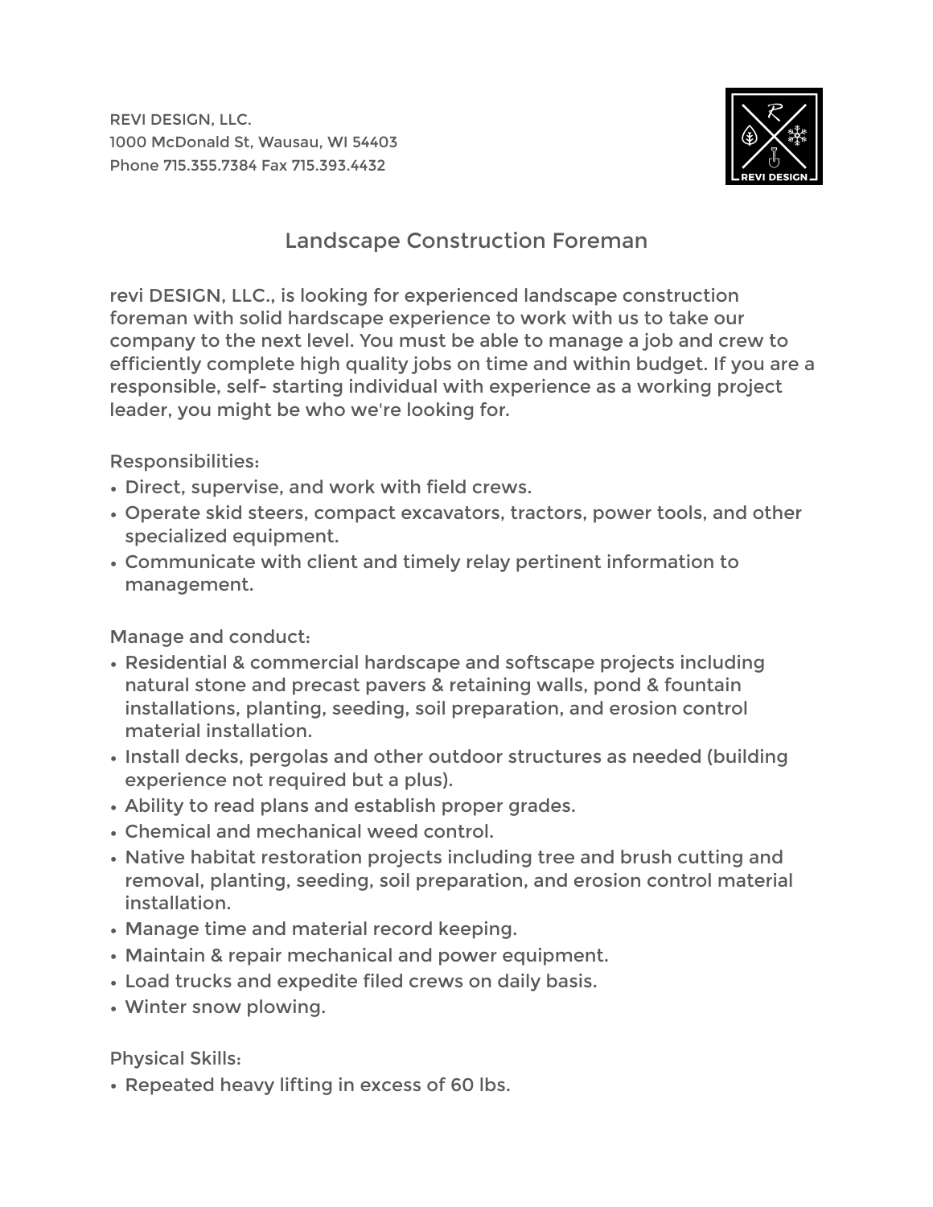REVI DESIGN, LLC.
1000 McDonald St, Wausau, WI 54403
Phone 715.355.7384 Fax 715.393.4432

# Landscape Construction Foreman

revi DESIGN, LLC., is looking for experienced landscape construction foreman with solid hardscape experience to work with us to take our company to the next level. You must be able to manage a job and crew to efficiently complete high quality jobs on time and within budget. If you are a responsible, self- starting individual with experience as a working project leader, you might be who we're looking for.

Responsibilities:

- Direct, supervise, and work with field crews.
- Operate skid steers, compact excavators, tractors, power tools, and other specialized equipment.
- Communicate with client and timely relay pertinent information to management.

Manage and conduct:

- Residential & commercial hardscape and softscape projects including natural stone and precast pavers & retaining walls, pond & fountain installations, planting, seeding, soil preparation, and erosion control material installation.
- Install decks, pergolas and other outdoor structures as needed (building experience not required but a plus).
- Ability to read plans and establish proper grades.
- Chemical and mechanical weed control.
- Native habitat restoration projects including tree and brush cutting and removal, planting, seeding, soil preparation, and erosion control material installation.
- Manage time and material record keeping.
- Maintain & repair mechanical and power equipment.
- Load trucks and expedite filed crews on daily basis.
- Winter snow plowing.

Physical Skills:

- Repeated heavy lifting in excess of 60 lbs.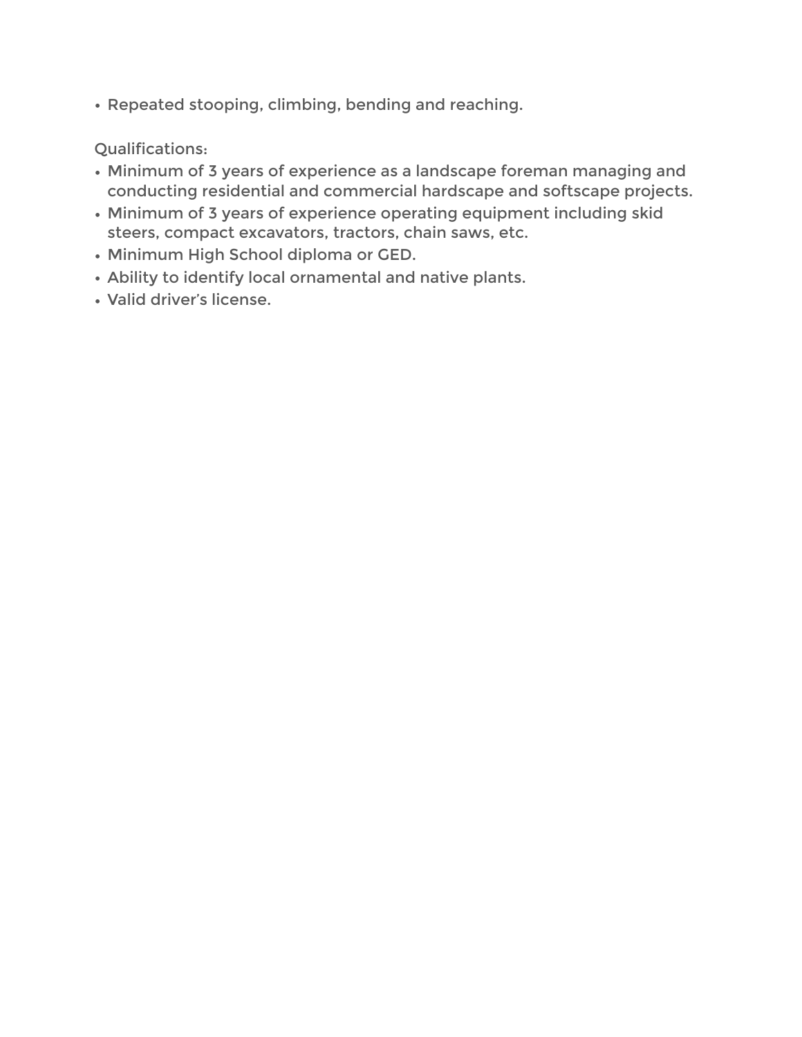- Repeated stooping, climbing, bending and reaching.

Qualifications:

- Minimum of 3 years of experience as a landscape foreman managing and conducting residential and commercial hardscape and softscape projects.
- Minimum of 3 years of experience operating equipment including skid steers, compact excavators, tractors, chain saws, etc.
- Minimum High School diploma or GED.
- Ability to identify local ornamental and native plants.
- Valid driver's license.